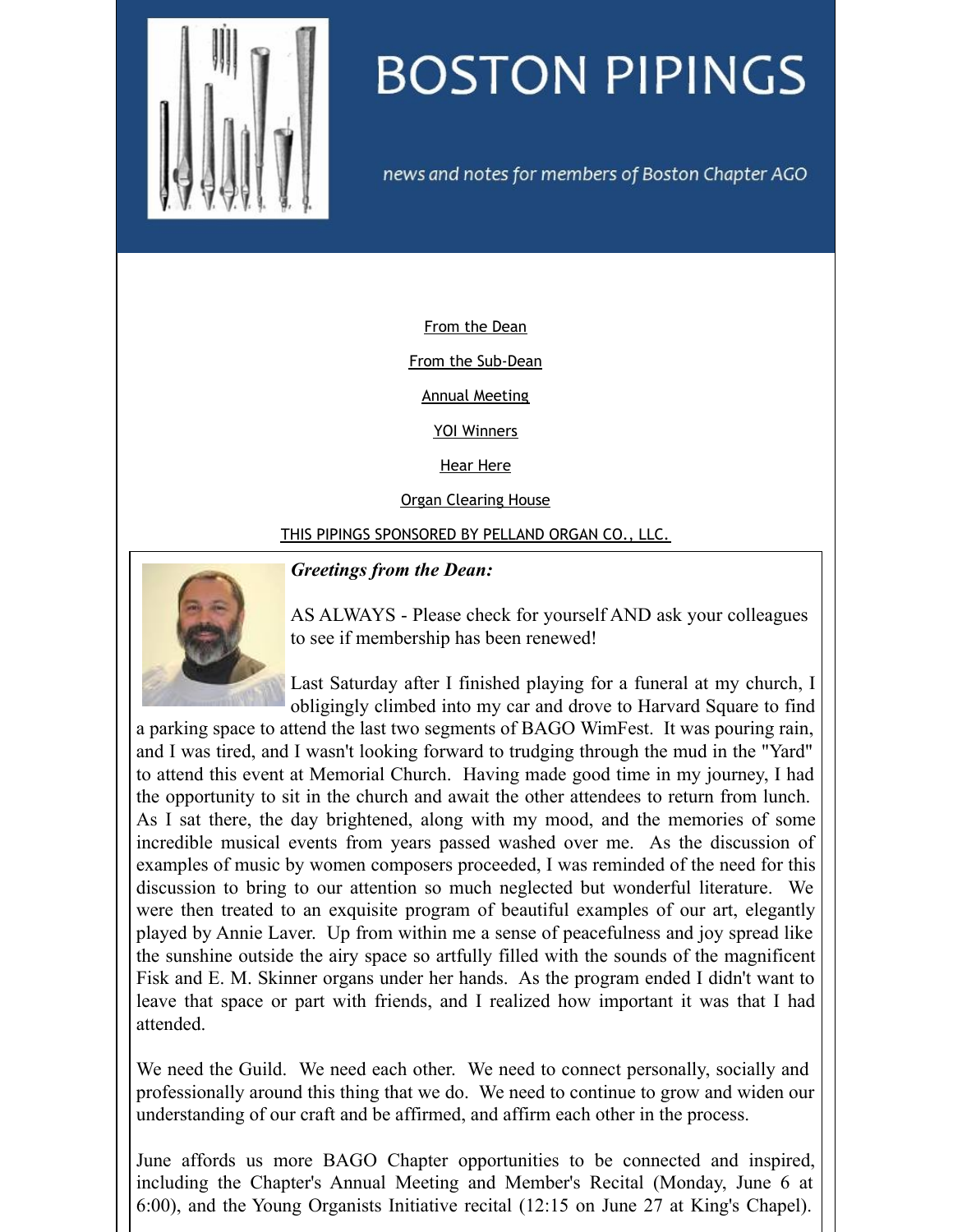# BOSTON PIPINGS

*news and notes for members of Boston Chapter AGO*

From the Dean

From the Sub-Dean

Annual Meeting

YOI Winners

Hear Here

Organ Clearing House

THIS PIPINGS SPONSORED BY PELLAND ORGAN CO., LLC.

***Greetings from the Dean:***

AS ALWAYS - Please check for yourself AND ask your colleagues to see if membership has been renewed!

Last Saturday after I finished playing for a funeral at my church, I obligingly climbed into my car and drove to Harvard Square to find a parking space to attend the last two segments of BAGO WimFest. It was pouring rain, and I was tired, and I wasn't looking forward to trudging through the mud in the "Yard" to attend this event at Memorial Church. Having made good time in my journey, I had the opportunity to sit in the church and await the other attendees to return from lunch. As I sat there, the day brightened, along with my mood, and the memories of some incredible musical events from years passed washed over me. As the discussion of examples of music by women composers proceeded, I was reminded of the need for this discussion to bring to our attention so much neglected but wonderful literature. We were then treated to an exquisite program of beautiful examples of our art, elegantly played by Annie Laver. Up from within me a sense of peacefulness and joy spread like the sunshine outside the airy space so artfully filled with the sounds of the magnificent Fisk and E. M. Skinner organs under her hands. As the program ended I didn't want to leave that space or part with friends, and I realized how important it was that I had attended.

We need the Guild. We need each other. We need to connect personally, socially and professionally around this thing that we do. We need to continue to grow and widen our understanding of our craft and be affirmed, and affirm each other in the process.

June affords us more BAGO Chapter opportunities to be connected and inspired, including the Chapter's Annual Meeting and Member's Recital (Monday, June 6 at 6:00), and the Young Organists Initiative recital (12:15 on June 27 at King's Chapel).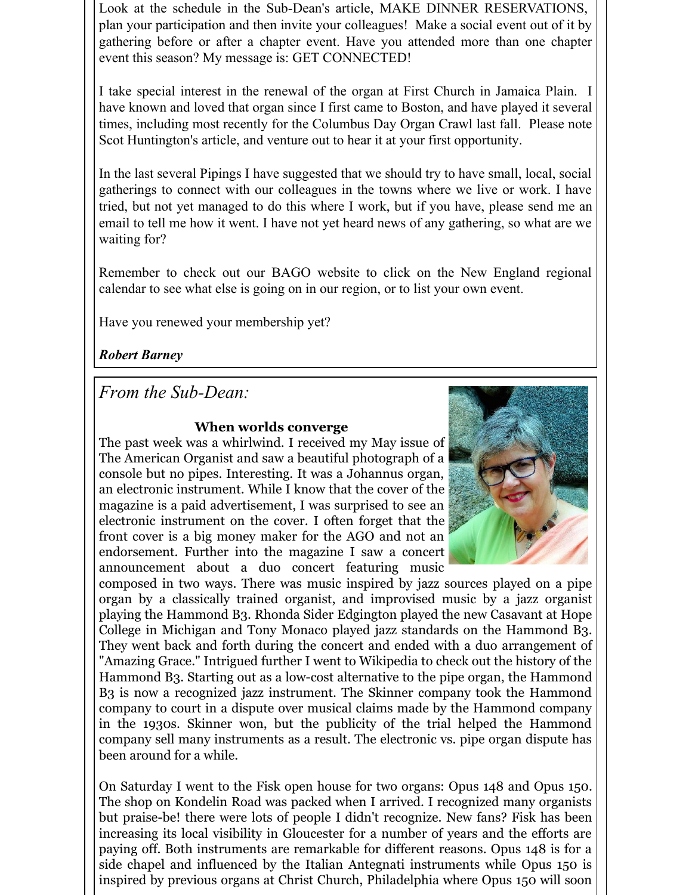Look at the schedule in the Sub-Dean's article, MAKE DINNER RESERVATIONS, plan your participation and then invite your colleagues! Make a social event out of it by gathering before or after a chapter event. Have you attended more than one chapter event this season? My message is: GET CONNECTED!

I take special interest in the renewal of the organ at First Church in Jamaica Plain. I have known and loved that organ since I first came to Boston, and have played it several times, including most recently for the Columbus Day Organ Crawl last fall. Please note Scot Huntington's article, and venture out to hear it at your first opportunity.

In the last several Pipings I have suggested that we should try to have small, local, social gatherings to connect with our colleagues in the towns where we live or work. I have tried, but not yet managed to do this where I work, but if you have, please send me an email to tell me how it went. I have not yet heard news of any gathering, so what are we waiting for?

Remember to check out our BAGO website to click on the New England regional calendar to see what else is going on in our region, or to list your own event.

Have you renewed your membership yet?

***Robert Barney***

## *From the Sub-Dean:*

### When worlds converge

The past week was a whirlwind. I received my May issue of The American Organist and saw a beautiful photograph of a console but no pipes. Interesting. It was a Johannus organ, an electronic instrument. While I know that the cover of the magazine is a paid advertisement, I was surprised to see an electronic instrument on the cover. I often forget that the front cover is a big money maker for the AGO and not an endorsement. Further into the magazine I saw a concert announcement about a duo concert featuring music composed in two ways. There was music inspired by jazz sources played on a pipe organ by a classically trained organist, and improvised music by a jazz organist playing the Hammond B3. Rhonda Sider Edgington played the new Casavant at Hope College in Michigan and Tony Monaco played jazz standards on the Hammond B3. They went back and forth during the concert and ended with a duo arrangement of "Amazing Grace." Intrigued further I went to Wikipedia to check out the history of the Hammond B3. Starting out as a low-cost alternative to the pipe organ, the Hammond B3 is now a recognized jazz instrument. The Skinner company took the Hammond company to court in a dispute over musical claims made by the Hammond company in the 1930s. Skinner won, but the publicity of the trial helped the Hammond company sell many instruments as a result. The electronic vs. pipe organ dispute has been around for a while.

On Saturday I went to the Fisk open house for two organs: Opus 148 and Opus 150. The shop on Kondelin Road was packed when I arrived. I recognized many organists but praise-be! there were lots of people I didn't recognize. New fans? Fisk has been increasing its local visibility in Gloucester for a number of years and the efforts are paying off. Both instruments are remarkable for different reasons. Opus 148 is for a side chapel and influenced by the Italian Antegnati instruments while Opus 150 is inspired by previous organs at Christ Church, Philadelphia where Opus 150 will soon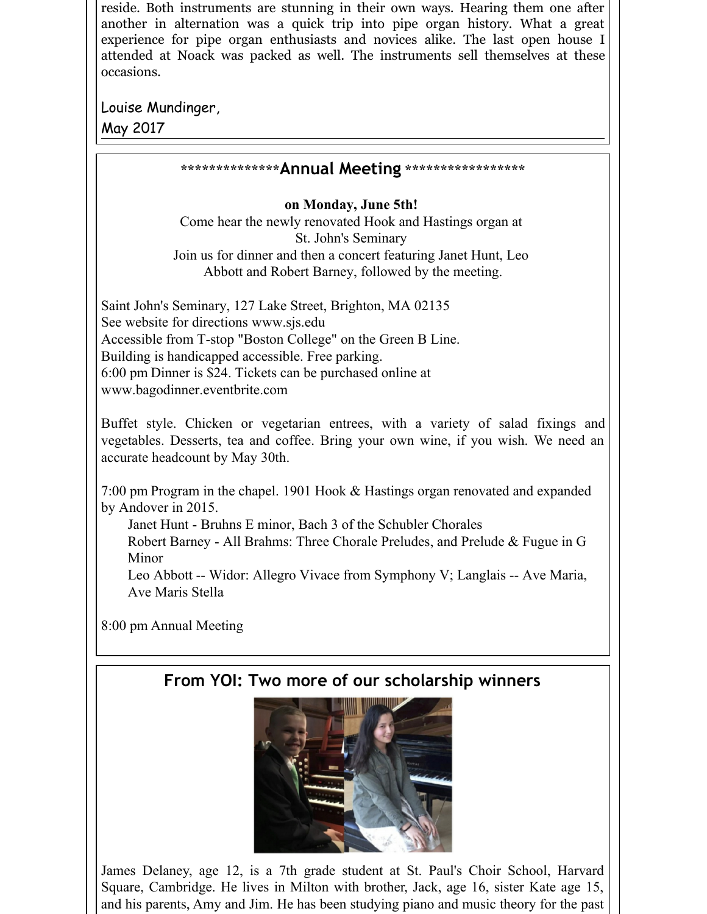reside. Both instruments are stunning in their own ways. Hearing them one after another in alternation was a quick trip into pipe organ history. What a great experience for pipe organ enthusiasts and novices alike. The last open house I attended at Noack was packed as well. The instruments sell themselves at these occasions.

Louise Mundinger,
May 2017

## **************Annual Meeting *****************

**on Monday, June 5th!**

Come hear the newly renovated Hook and Hastings organ at St. John's Seminary
Join us for dinner and then a concert featuring Janet Hunt, Leo Abbott and Robert Barney, followed by the meeting.

Saint John's Seminary, 127 Lake Street, Brighton, MA 02135
See website for directions www.sjs.edu
Accessible from T-stop "Boston College" on the Green B Line.
Building is handicapped accessible. Free parking.
6:00 pm Dinner is $24. Tickets can be purchased online at www.bagodinner.eventbrite.com

Buffet style. Chicken or vegetarian entrees, with a variety of salad fixings and vegetables. Desserts, tea and coffee. Bring your own wine, if you wish. We need an accurate headcount by May 30th.

7:00 pm Program in the chapel. 1901 Hook & Hastings organ renovated and expanded by Andover in 2015.

- Janet Hunt - Bruhns E minor, Bach 3 of the Schubler Chorales
- Robert Barney - All Brahms: Three Chorale Preludes, and Prelude & Fugue in G Minor
- Leo Abbott -- Widor: Allegro Vivace from Symphony V; Langlais -- Ave Maria, Ave Maris Stella

8:00 pm Annual Meeting

## From YOI: Two more of our scholarship winners

James Delaney, age 12, is a 7th grade student at St. Paul's Choir School, Harvard Square, Cambridge. He lives in Milton with brother, Jack, age 16, sister Kate age 15, and his parents, Amy and Jim. He has been studying piano and music theory for the past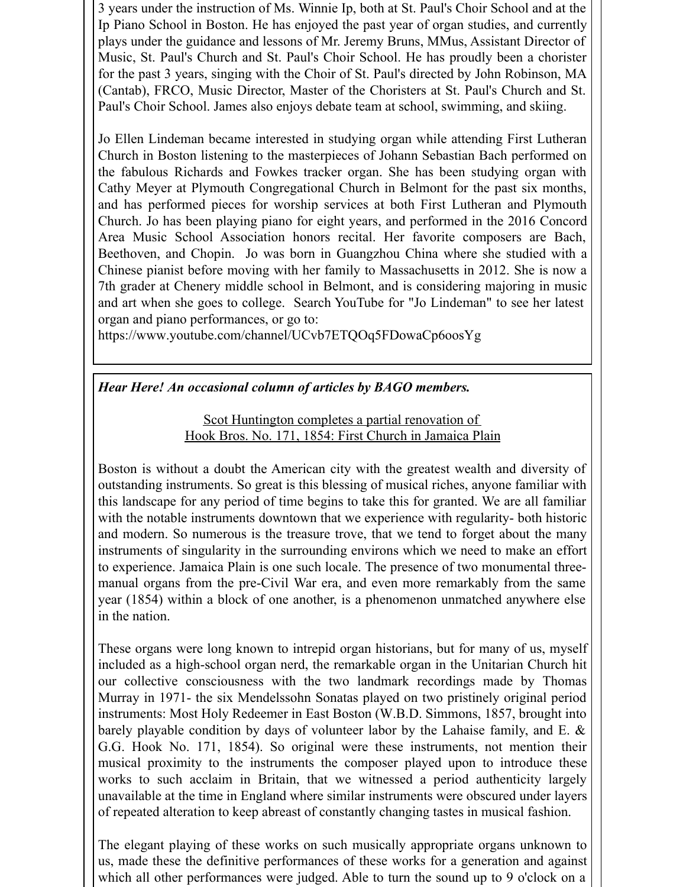3 years under the instruction of Ms. Winnie Ip, both at St. Paul's Choir School and at the Ip Piano School in Boston. He has enjoyed the past year of organ studies, and currently plays under the guidance and lessons of Mr. Jeremy Bruns, MMus, Assistant Director of Music, St. Paul's Church and St. Paul's Choir School. He has proudly been a chorister for the past 3 years, singing with the Choir of St. Paul's directed by John Robinson, MA (Cantab), FRCO, Music Director, Master of the Choristers at St. Paul's Church and St. Paul's Choir School. James also enjoys debate team at school, swimming, and skiing.

Jo Ellen Lindeman became interested in studying organ while attending First Lutheran Church in Boston listening to the masterpieces of Johann Sebastian Bach performed on the fabulous Richards and Fowkes tracker organ. She has been studying organ with Cathy Meyer at Plymouth Congregational Church in Belmont for the past six months, and has performed pieces for worship services at both First Lutheran and Plymouth Church. Jo has been playing piano for eight years, and performed in the 2016 Concord Area Music School Association honors recital. Her favorite composers are Bach, Beethoven, and Chopin. Jo was born in Guangzhou China where she studied with a Chinese pianist before moving with her family to Massachusetts in 2012. She is now a 7th grader at Chenery middle school in Belmont, and is considering majoring in music and art when she goes to college. Search YouTube for "Jo Lindeman" to see her latest organ and piano performances, or go to:
https://www.youtube.com/channel/UCvb7ETQOq5FDowaCp6oosYg

***Hear Here! An occasional column of articles by BAGO members.***

Scot Huntington completes a partial renovation of
Hook Bros. No. 171, 1854: First Church in Jamaica Plain

Boston is without a doubt the American city with the greatest wealth and diversity of outstanding instruments. So great is this blessing of musical riches, anyone familiar with this landscape for any period of time begins to take this for granted. We are all familiar with the notable instruments downtown that we experience with regularity- both historic and modern. So numerous is the treasure trove, that we tend to forget about the many instruments of singularity in the surrounding environs which we need to make an effort to experience. Jamaica Plain is one such locale. The presence of two monumental three-manual organs from the pre-Civil War era, and even more remarkably from the same year (1854) within a block of one another, is a phenomenon unmatched anywhere else in the nation.

These organs were long known to intrepid organ historians, but for many of us, myself included as a high-school organ nerd, the remarkable organ in the Unitarian Church hit our collective consciousness with the two landmark recordings made by Thomas Murray in 1971- the six Mendelssohn Sonatas played on two pristinely original period instruments: Most Holy Redeemer in East Boston (W.B.D. Simmons, 1857, brought into barely playable condition by days of volunteer labor by the Lahaise family, and E. & G.G. Hook No. 171, 1854). So original were these instruments, not mention their musical proximity to the instruments the composer played upon to introduce these works to such acclaim in Britain, that we witnessed a period authenticity largely unavailable at the time in England where similar instruments were obscured under layers of repeated alteration to keep abreast of constantly changing tastes in musical fashion.

The elegant playing of these works on such musically appropriate organs unknown to us, made these the definitive performances of these works for a generation and against which all other performances were judged. Able to turn the sound up to 9 o'clock on a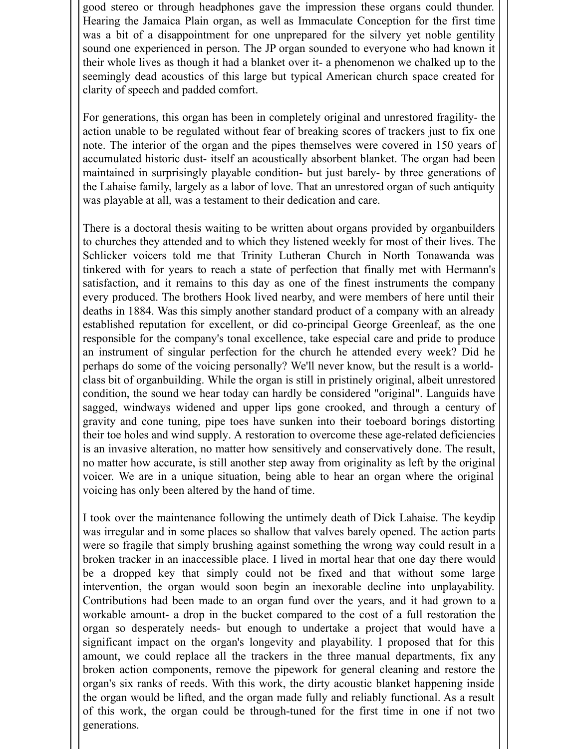good stereo or through headphones gave the impression these organs could thunder. Hearing the Jamaica Plain organ, as well as Immaculate Conception for the first time was a bit of a disappointment for one unprepared for the silvery yet noble gentility sound one experienced in person. The JP organ sounded to everyone who had known it their whole lives as though it had a blanket over it- a phenomenon we chalked up to the seemingly dead acoustics of this large but typical American church space created for clarity of speech and padded comfort.

For generations, this organ has been in completely original and unrestored fragility- the action unable to be regulated without fear of breaking scores of trackers just to fix one note. The interior of the organ and the pipes themselves were covered in 150 years of accumulated historic dust- itself an acoustically absorbent blanket. The organ had been maintained in surprisingly playable condition- but just barely- by three generations of the Lahaise family, largely as a labor of love. That an unrestored organ of such antiquity was playable at all, was a testament to their dedication and care.

There is a doctoral thesis waiting to be written about organs provided by organbuilders to churches they attended and to which they listened weekly for most of their lives. The Schlicker voicers told me that Trinity Lutheran Church in North Tonawanda was tinkered with for years to reach a state of perfection that finally met with Hermann's satisfaction, and it remains to this day as one of the finest instruments the company every produced. The brothers Hook lived nearby, and were members of here until their deaths in 1884. Was this simply another standard product of a company with an already established reputation for excellent, or did co-principal George Greenleaf, as the one responsible for the company's tonal excellence, take especial care and pride to produce an instrument of singular perfection for the church he attended every week? Did he perhaps do some of the voicing personally? We'll never know, but the result is a world-class bit of organbuilding. While the organ is still in pristinely original, albeit unrestored condition, the sound we hear today can hardly be considered "original". Languids have sagged, windways widened and upper lips gone crooked, and through a century of gravity and cone tuning, pipe toes have sunken into their toeboard borings distorting their toe holes and wind supply. A restoration to overcome these age-related deficiencies is an invasive alteration, no matter how sensitively and conservatively done. The result, no matter how accurate, is still another step away from originality as left by the original voicer. We are in a unique situation, being able to hear an organ where the original voicing has only been altered by the hand of time.

I took over the maintenance following the untimely death of Dick Lahaise. The keydip was irregular and in some places so shallow that valves barely opened. The action parts were so fragile that simply brushing against something the wrong way could result in a broken tracker in an inaccessible place. I lived in mortal hear that one day there would be a dropped key that simply could not be fixed and that without some large intervention, the organ would soon begin an inexorable decline into unplayability. Contributions had been made to an organ fund over the years, and it had grown to a workable amount- a drop in the bucket compared to the cost of a full restoration the organ so desperately needs- but enough to undertake a project that would have a significant impact on the organ's longevity and playability. I proposed that for this amount, we could replace all the trackers in the three manual departments, fix any broken action components, remove the pipework for general cleaning and restore the organ's six ranks of reeds. With this work, the dirty acoustic blanket happening inside the organ would be lifted, and the organ made fully and reliably functional. As a result of this work, the organ could be through-tuned for the first time in one if not two generations.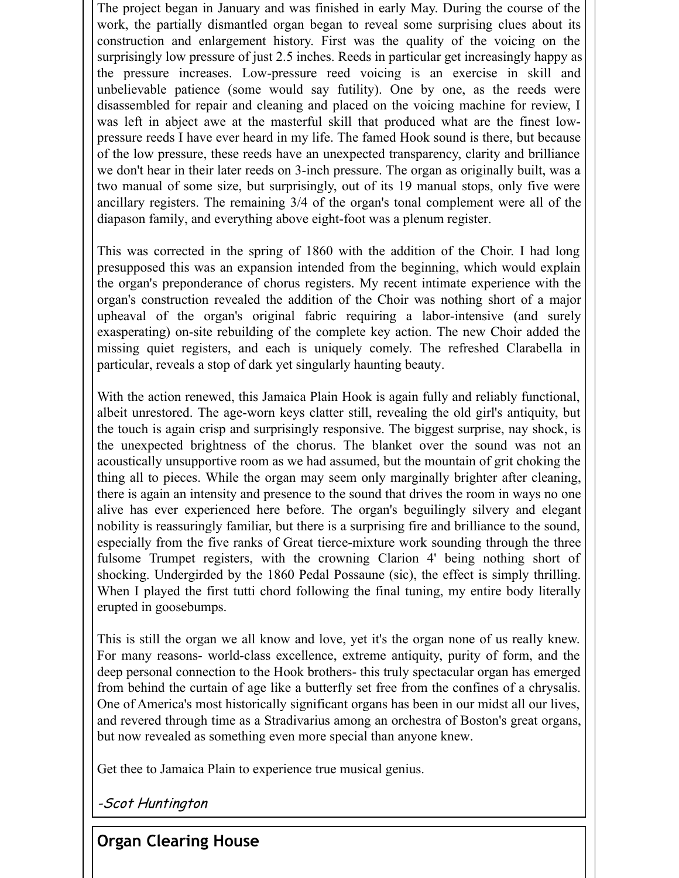The project began in January and was finished in early May. During the course of the work, the partially dismantled organ began to reveal some surprising clues about its construction and enlargement history. First was the quality of the voicing on the surprisingly low pressure of just 2.5 inches. Reeds in particular get increasingly happy as the pressure increases. Low-pressure reed voicing is an exercise in skill and unbelievable patience (some would say futility). One by one, as the reeds were disassembled for repair and cleaning and placed on the voicing machine for review, I was left in abject awe at the masterful skill that produced what are the finest low-pressure reeds I have ever heard in my life. The famed Hook sound is there, but because of the low pressure, these reeds have an unexpected transparency, clarity and brilliance we don't hear in their later reeds on 3-inch pressure. The organ as originally built, was a two manual of some size, but surprisingly, out of its 19 manual stops, only five were ancillary registers. The remaining 3/4 of the organ's tonal complement were all of the diapason family, and everything above eight-foot was a plenum register.

This was corrected in the spring of 1860 with the addition of the Choir. I had long presupposed this was an expansion intended from the beginning, which would explain the organ's preponderance of chorus registers. My recent intimate experience with the organ's construction revealed the addition of the Choir was nothing short of a major upheaval of the organ's original fabric requiring a labor-intensive (and surely exasperating) on-site rebuilding of the complete key action. The new Choir added the missing quiet registers, and each is uniquely comely. The refreshed Clarabella in particular, reveals a stop of dark yet singularly haunting beauty.

With the action renewed, this Jamaica Plain Hook is again fully and reliably functional, albeit unrestored. The age-worn keys clatter still, revealing the old girl's antiquity, but the touch is again crisp and surprisingly responsive. The biggest surprise, nay shock, is the unexpected brightness of the chorus. The blanket over the sound was not an acoustically unsupportive room as we had assumed, but the mountain of grit choking the thing all to pieces. While the organ may seem only marginally brighter after cleaning, there is again an intensity and presence to the sound that drives the room in ways no one alive has ever experienced here before. The organ's beguilingly silvery and elegant nobility is reassuringly familiar, but there is a surprising fire and brilliance to the sound, especially from the five ranks of Great tierce-mixture work sounding through the three fulsome Trumpet registers, with the crowning Clarion 4' being nothing short of shocking. Undergirded by the 1860 Pedal Possaune (sic), the effect is simply thrilling. When I played the first tutti chord following the final tuning, my entire body literally erupted in goosebumps.

This is still the organ we all know and love, yet it's the organ none of us really knew. For many reasons- world-class excellence, extreme antiquity, purity of form, and the deep personal connection to the Hook brothers- this truly spectacular organ has emerged from behind the curtain of age like a butterfly set free from the confines of a chrysalis. One of America's most historically significant organs has been in our midst all our lives, and revered through time as a Stradivarius among an orchestra of Boston's great organs, but now revealed as something even more special than anyone knew.

Get thee to Jamaica Plain to experience true musical genius.

*-Scot Huntington*

## Organ Clearing House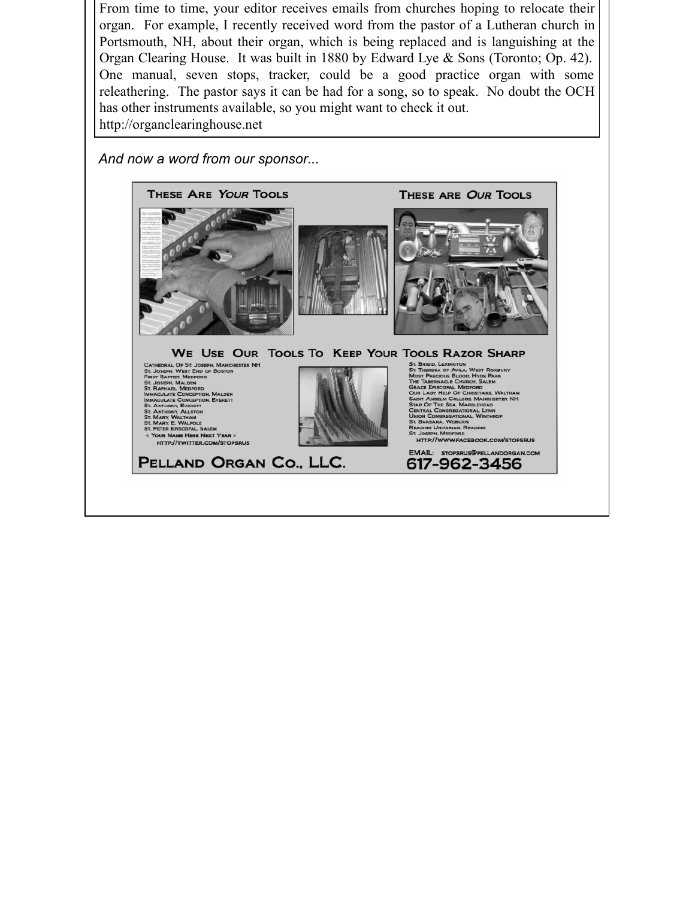From time to time, your editor receives emails from churches hoping to relocate their organ. For example, I recently received word from the pastor of a Lutheran church in Portsmouth, NH, about their organ, which is being replaced and is languishing at the Organ Clearing House. It was built in 1880 by Edward Lye & Sons (Toronto; Op. 42). One manual, seven stops, tracker, could be a good practice organ with some releathering. The pastor says it can be had for a song, so to speak. No doubt the OCH has other instruments available, so you might want to check it out.
http://organclearinghouse.net

*And now a word from our sponsor...*

THESE ARE *YOUR* TOOLS

THESE ARE *OUR* TOOLS

WE USE OUR TOOLS TO KEEP YOUR TOOLS RAZOR SHARP

CATHEDRAL OF ST. JOSEPH, MANCHESTER NH
ST. JOSEPH, WEST END OF BOSTON
FIRST BAPTIST, MEDFORD
ST. JOSEPH, MALDEN
ST. RAPHAEL, MEDFORD
IMMACULATE CONCEPTION, MALDEN
IMMACULATE CONCEPTION, EVERETT
ST. ANTHONY, EVERETT
ST. ANTHONY, ALLSTON
ST. MARY, WALTHAM
ST. MARY, E. WALPOLE
ST. PETER EPISCOPAL, SALEM
< YOUR NAME HERE NEXT YEAR >
HTTP://TWITTER.COM/STOPSRUS

ST. BRIGID, LEXINGTON
ST. THERESA OF AVILA, WEST ROXBURY
MOST PRECIOUS BLOOD, HYDE PARK
THE TABERNACLE CHURCH, SALEM
GRACE EPISCOPAL, MEDFORD
OUR LADY HELP OF CHRISTIANS, WALTHAM
SAINT ANSELM COLLEGE, MANCHESTER NH
STAR OF THE SEA, MARBLEHEAD
CENTRAL CONGREGATIONAL, LYNN
UNION CONGREGATIONAL, WINTHROP
ST. BARBARA, WOBURN
READING UNITARIAN, READING
ST. JOSEPH, MEDFORD
HTTP://WWW.FACEBOOK.COM/STOPSRUS

PELLAND ORGAN CO., LLC.

EMAIL: STOPSRUS@PELLANDORGAN.COM
617-962-3456